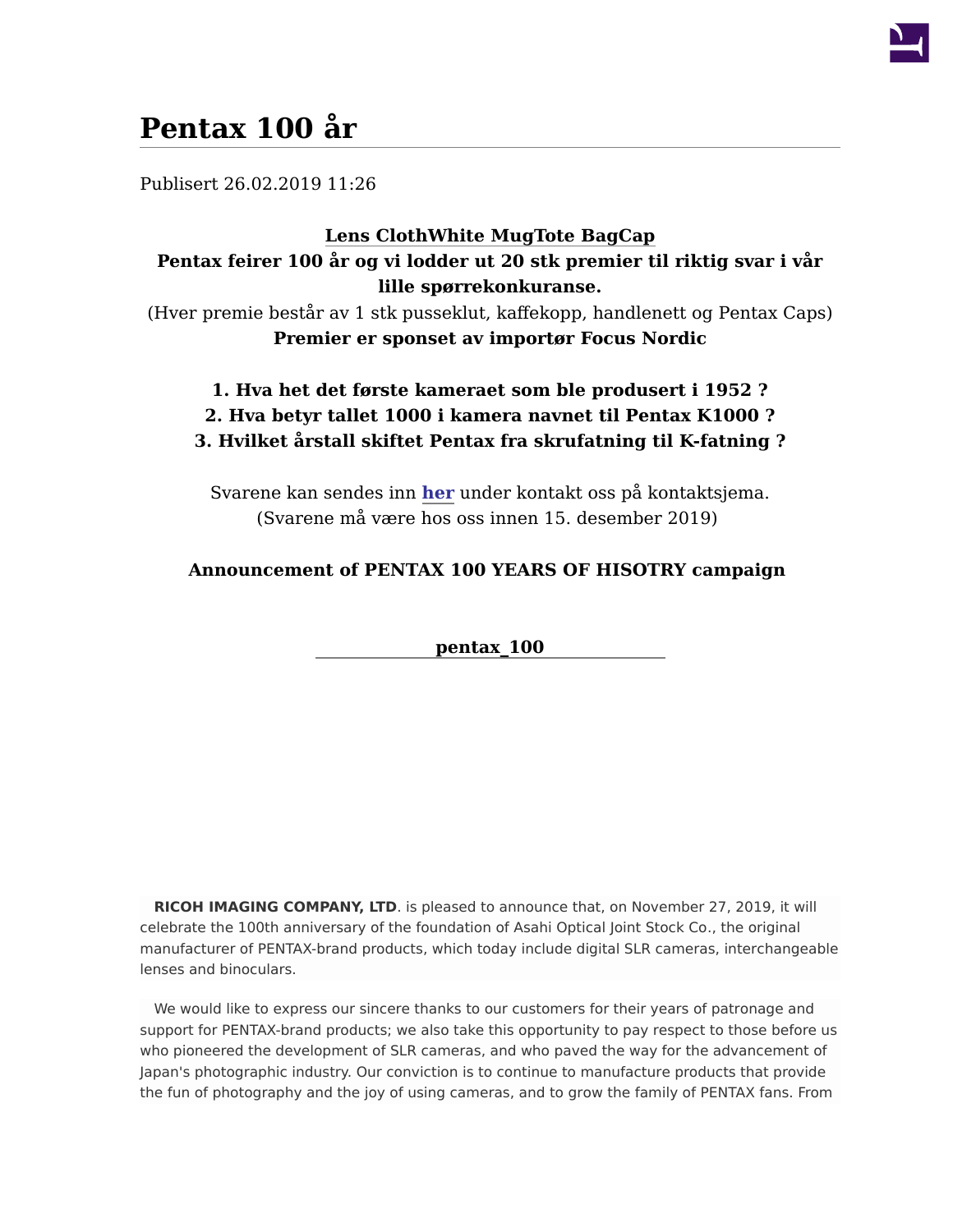# Pentax 100 år

Publisert 26.02.2019 11:26

**Lens ClothWhite MugTote BagCap**

**Pentax feirer 100 år og vi lodder ut 20 stk premier til riktig svar i vår lille spørrekonkuranse.**

(Hver premie består av 1 stk pusseklut, kaffekopp, handlenett og Pentax Caps)

**Premier er sponset av importør Focus Nordic**

**1. Hva het det første kameraet som ble produsert i 1952 ?**
**2. Hva betyr tallet 1000 i kamera navnet til Pentax K1000 ?**
**3. Hvilket årstall skiftet Pentax fra skrufatning til K-fatning ?**

Svarene kan sendes inn **her** under kontakt oss på kontaktsjema.
(Svarene må være hos oss innen 15. desember 2019)

**Announcement of PENTAX 100 YEARS OF HISOTRY campaign**

**pentax_100**

**RICOH IMAGING COMPANY, LTD**. is pleased to announce that, on November 27, 2019, it will celebrate the 100th anniversary of the foundation of Asahi Optical Joint Stock Co., the original manufacturer of PENTAX-brand products, which today include digital SLR cameras, interchangeable lenses and binoculars.

We would like to express our sincere thanks to our customers for their years of patronage and support for PENTAX-brand products; we also take this opportunity to pay respect to those before us who pioneered the development of SLR cameras, and who paved the way for the advancement of Japan's photographic industry. Our conviction is to continue to manufacture products that provide the fun of photography and the joy of using cameras, and to grow the family of PENTAX fans. From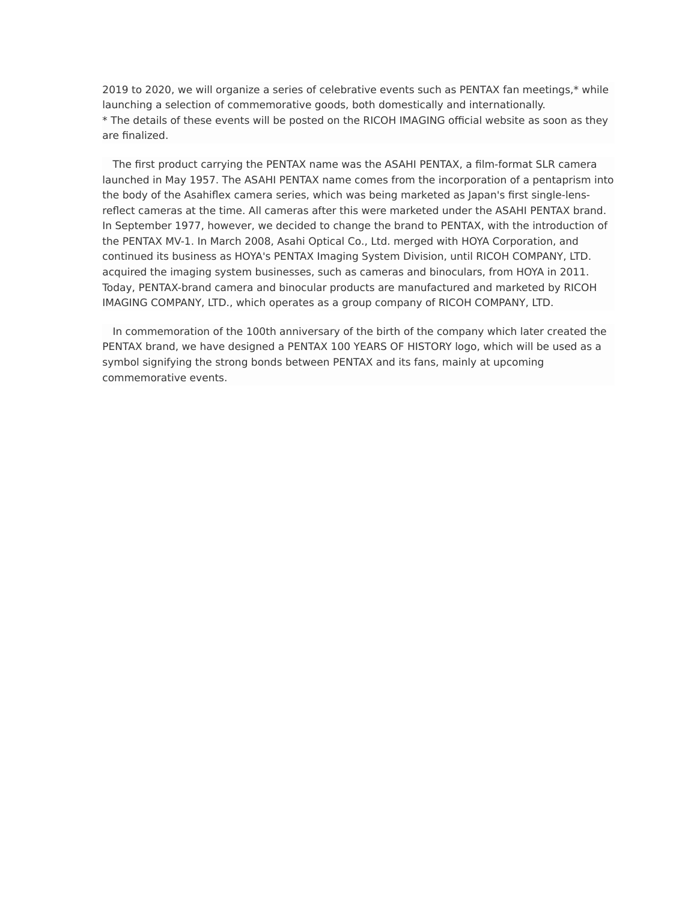2019 to 2020, we will organize a series of celebrative events such as PENTAX fan meetings,* while launching a selection of commemorative goods, both domestically and internationally.
* The details of these events will be posted on the RICOH IMAGING official website as soon as they are finalized.

The first product carrying the PENTAX name was the ASAHI PENTAX, a film-format SLR camera launched in May 1957. The ASAHI PENTAX name comes from the incorporation of a pentaprism into the body of the Asahiflex camera series, which was being marketed as Japan's first single-lens-reflect cameras at the time. All cameras after this were marketed under the ASAHI PENTAX brand. In September 1977, however, we decided to change the brand to PENTAX, with the introduction of the PENTAX MV-1. In March 2008, Asahi Optical Co., Ltd. merged with HOYA Corporation, and continued its business as HOYA's PENTAX Imaging System Division, until RICOH COMPANY, LTD. acquired the imaging system businesses, such as cameras and binoculars, from HOYA in 2011. Today, PENTAX-brand camera and binocular products are manufactured and marketed by RICOH IMAGING COMPANY, LTD., which operates as a group company of RICOH COMPANY, LTD.

In commemoration of the 100th anniversary of the birth of the company which later created the PENTAX brand, we have designed a PENTAX 100 YEARS OF HISTORY logo, which will be used as a symbol signifying the strong bonds between PENTAX and its fans, mainly at upcoming commemorative events.